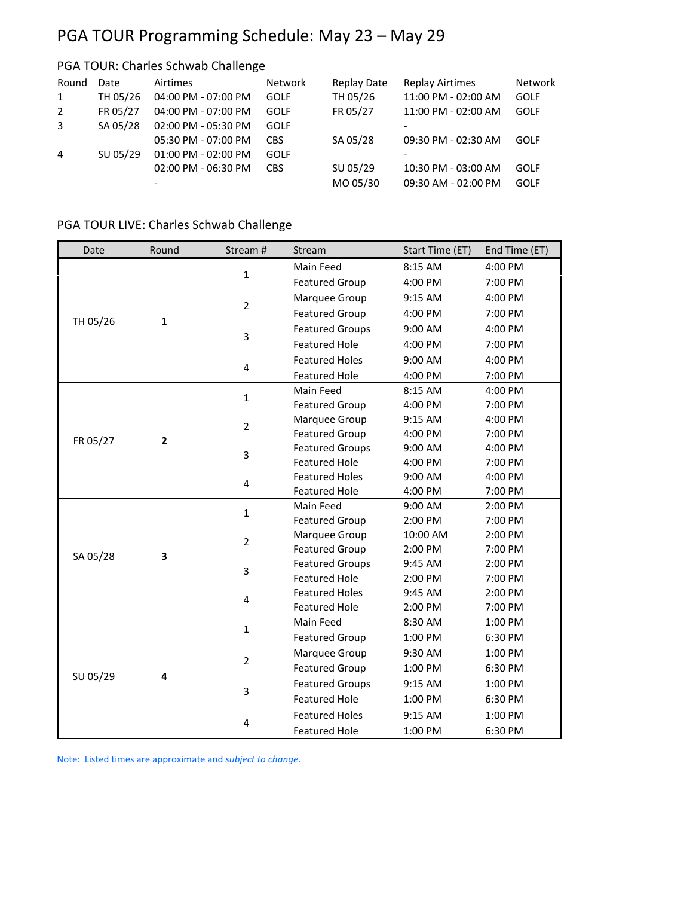# PGA TOUR Programming Schedule: May 23 – May 29

## PGA TOUR: Charles Schwab Challenge

| Round | Date | Airtimes | Network | Replay Date | Replay Airtimes | Network |
|---|---|---|---|---|---|---|
| 1 | TH 05/26 | 04:00 PM - 07:00 PM | GOLF | TH 05/26 | 11:00 PM - 02:00 AM | GOLF |
| 2 | FR 05/27 | 04:00 PM - 07:00 PM | GOLF | FR 05/27 | 11:00 PM - 02:00 AM | GOLF |
| 3 | SA 05/28 | 02:00 PM - 05:30 PM | GOLF | | - | |
| | | 05:30 PM - 07:00 PM | CBS | SA 05/28 | 09:30 PM - 02:30 AM | GOLF |
| 4 | SU 05/29 | 01:00 PM - 02:00 PM | GOLF | | - | |
| | | 02:00 PM - 06:30 PM | CBS | SU 05/29 | 10:30 PM - 03:00 AM | GOLF |
| | | - | | MO 05/30 | 09:30 AM - 02:00 PM | GOLF |

## PGA TOUR LIVE: Charles Schwab Challenge

| Date | Round | Stream # | Stream | Start Time (ET) | End Time (ET) |
|---|---|---|---|---|---|
| TH 05/26 | **1** | 1 | Main Feed | 8:15 AM | 4:00 PM |
| | | | Featured Group | 4:00 PM | 7:00 PM |
| | | 2 | Marquee Group | 9:15 AM | 4:00 PM |
| | | | Featured Group | 4:00 PM | 7:00 PM |
| | | 3 | Featured Groups | 9:00 AM | 4:00 PM |
| | | | Featured Hole | 4:00 PM | 7:00 PM |
| | | 4 | Featured Holes | 9:00 AM | 4:00 PM |
| | | | Featured Hole | 4:00 PM | 7:00 PM |
| FR 05/27 | **2** | 1 | Main Feed | 8:15 AM | 4:00 PM |
| | | | Featured Group | 4:00 PM | 7:00 PM |
| | | 2 | Marquee Group | 9:15 AM | 4:00 PM |
| | | | Featured Group | 4:00 PM | 7:00 PM |
| | | 3 | Featured Groups | 9:00 AM | 4:00 PM |
| | | | Featured Hole | 4:00 PM | 7:00 PM |
| | | 4 | Featured Holes | 9:00 AM | 4:00 PM |
| | | | Featured Hole | 4:00 PM | 7:00 PM |
| SA 05/28 | **3** | 1 | Main Feed | 9:00 AM | 2:00 PM |
| | | | Featured Group | 2:00 PM | 7:00 PM |
| | | 2 | Marquee Group | 10:00 AM | 2:00 PM |
| | | | Featured Group | 2:00 PM | 7:00 PM |
| | | 3 | Featured Groups | 9:45 AM | 2:00 PM |
| | | | Featured Hole | 2:00 PM | 7:00 PM |
| | | 4 | Featured Holes | 9:45 AM | 2:00 PM |
| | | | Featured Hole | 2:00 PM | 7:00 PM |
| SU 05/29 | **4** | 1 | Main Feed | 8:30 AM | 1:00 PM |
| | | | Featured Group | 1:00 PM | 6:30 PM |
| | | 2 | Marquee Group | 9:30 AM | 1:00 PM |
| | | | Featured Group | 1:00 PM | 6:30 PM |
| | | 3 | Featured Groups | 9:15 AM | 1:00 PM |
| | | | Featured Hole | 1:00 PM | 6:30 PM |
| | | 4 | Featured Holes | 9:15 AM | 1:00 PM |
| | | | Featured Hole | 1:00 PM | 6:30 PM |

Note: Listed times are approximate and *subject to change*.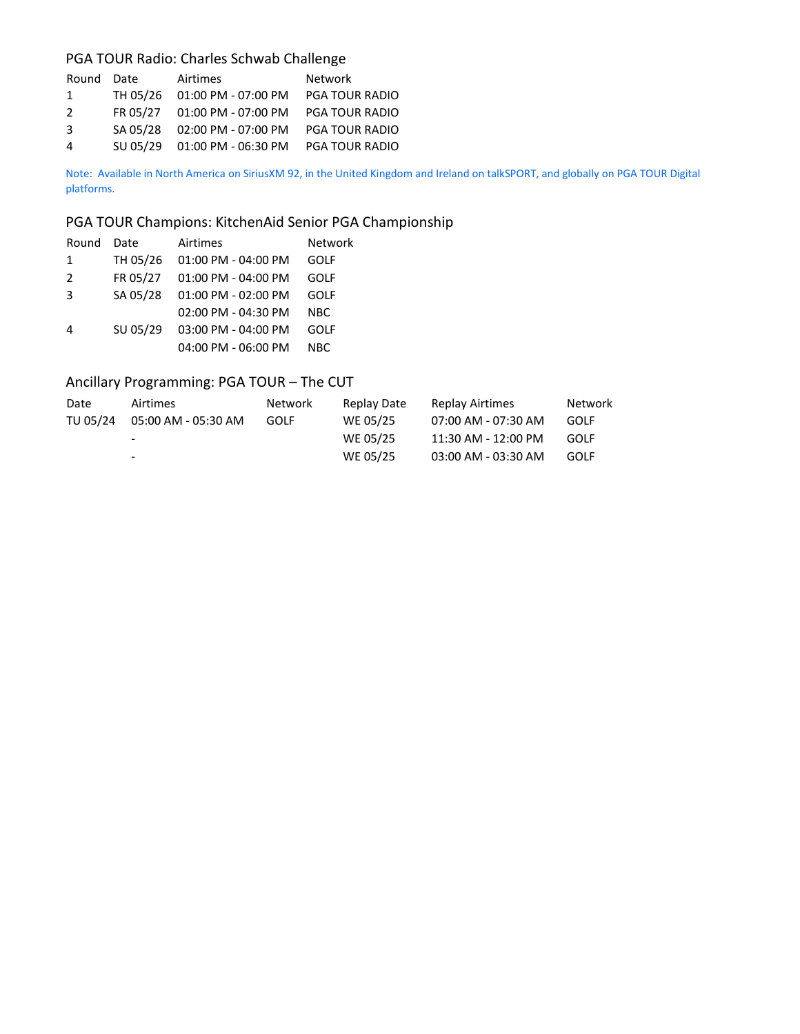## PGA TOUR Radio: Charles Schwab Challenge

| Round | Date | Airtimes | Network |
|---|---|---|---|
| 1 | TH 05/26 | 01:00 PM - 07:00 PM | PGA TOUR RADIO |
| 2 | FR 05/27 | 01:00 PM - 07:00 PM | PGA TOUR RADIO |
| 3 | SA 05/28 | 02:00 PM - 07:00 PM | PGA TOUR RADIO |
| 4 | SU 05/29 | 01:00 PM - 06:30 PM | PGA TOUR RADIO |

Note: Available in North America on SiriusXM 92, in the United Kingdom and Ireland on talkSPORT, and globally on PGA TOUR Digital platforms.

## PGA TOUR Champions: KitchenAid Senior PGA Championship

| Round | Date | Airtimes | Network |
|---|---|---|---|
| 1 | TH 05/26 | 01:00 PM - 04:00 PM | GOLF |
| 2 | FR 05/27 | 01:00 PM - 04:00 PM | GOLF |
| 3 | SA 05/28 | 01:00 PM - 02:00 PM | GOLF |
| | | 02:00 PM - 04:30 PM | NBC |
| 4 | SU 05/29 | 03:00 PM - 04:00 PM | GOLF |
| | | 04:00 PM - 06:00 PM | NBC |

## Ancillary Programming: PGA TOUR – The CUT

| Date | Airtimes | Network | Replay Date | Replay Airtimes | Network |
|---|---|---|---|---|---|
| TU 05/24 | 05:00 AM - 05:30 AM | GOLF | WE 05/25 | 07:00 AM - 07:30 AM | GOLF |
| | - | | WE 05/25 | 11:30 AM - 12:00 PM | GOLF |
| | - | | WE 05/25 | 03:00 AM - 03:30 AM | GOLF |